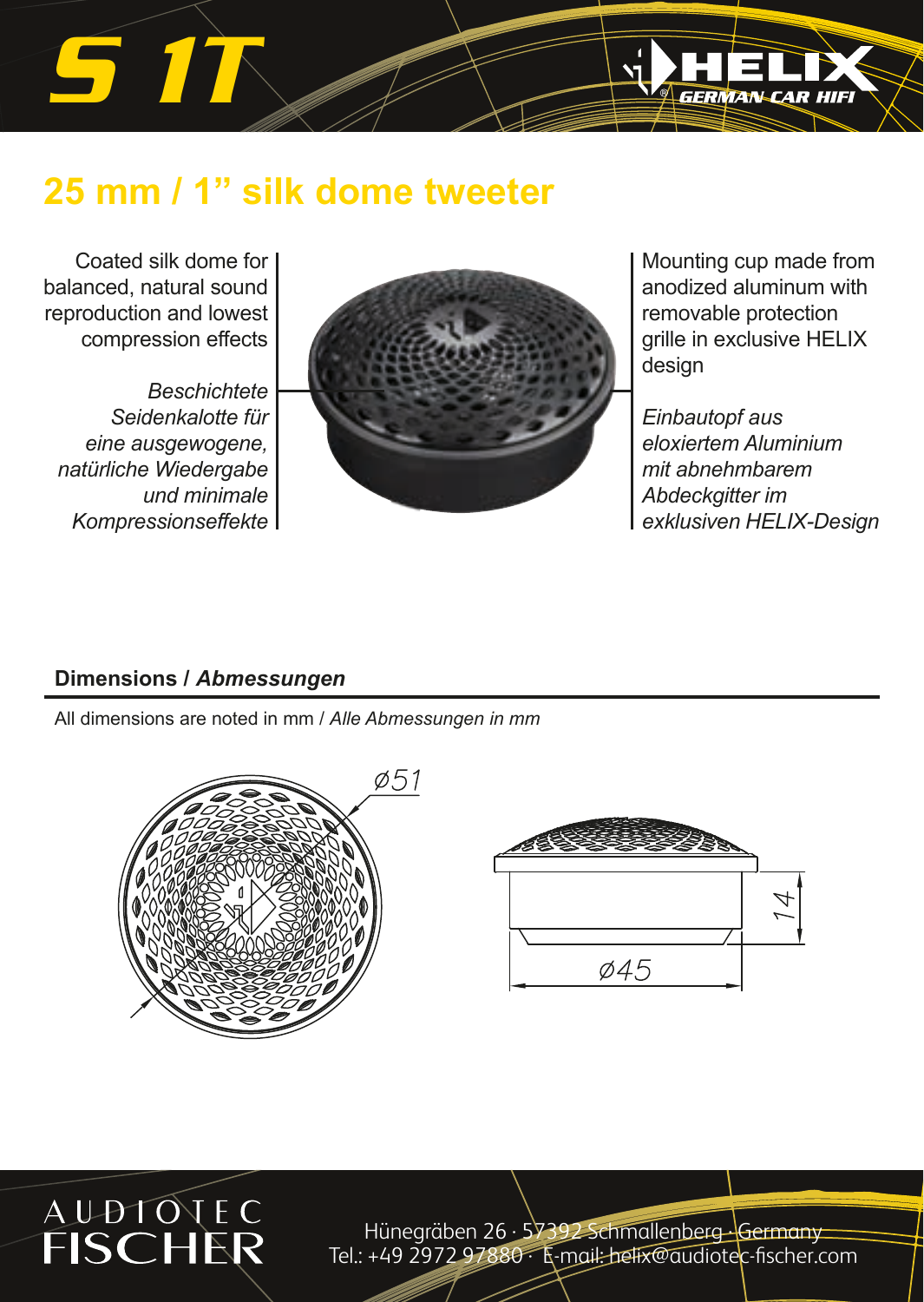# S 1T

HELIX GERMAN CAR HIFI

## 25 mm / 1" silk dome tweeter

Coated silk dome for balanced, natural sound reproduction and lowest compression effects

*Beschichtete Seidenkalotte für eine ausgewogene, natürliche Wiedergabe und minimale Kompressionseffekte*

Mounting cup made from anodized aluminum with removable protection grille in exclusive HELIX design

*Einbautopf aus eloxiertem Aluminium mit abnehmbarem Abdeckgitter im exklusiven HELIX-Design*

### Dimensions / *Abmessungen*

All dimensions are noted in mm / *Alle Abmessungen in mm*

ø51

14

ø45

AUDIOTEC FISCHER

Hünegräben 26 · 57392 Schmallenberg · Germany
Tel.: +49 2972 97880 · E-mail: helix@audiotec-fischer.com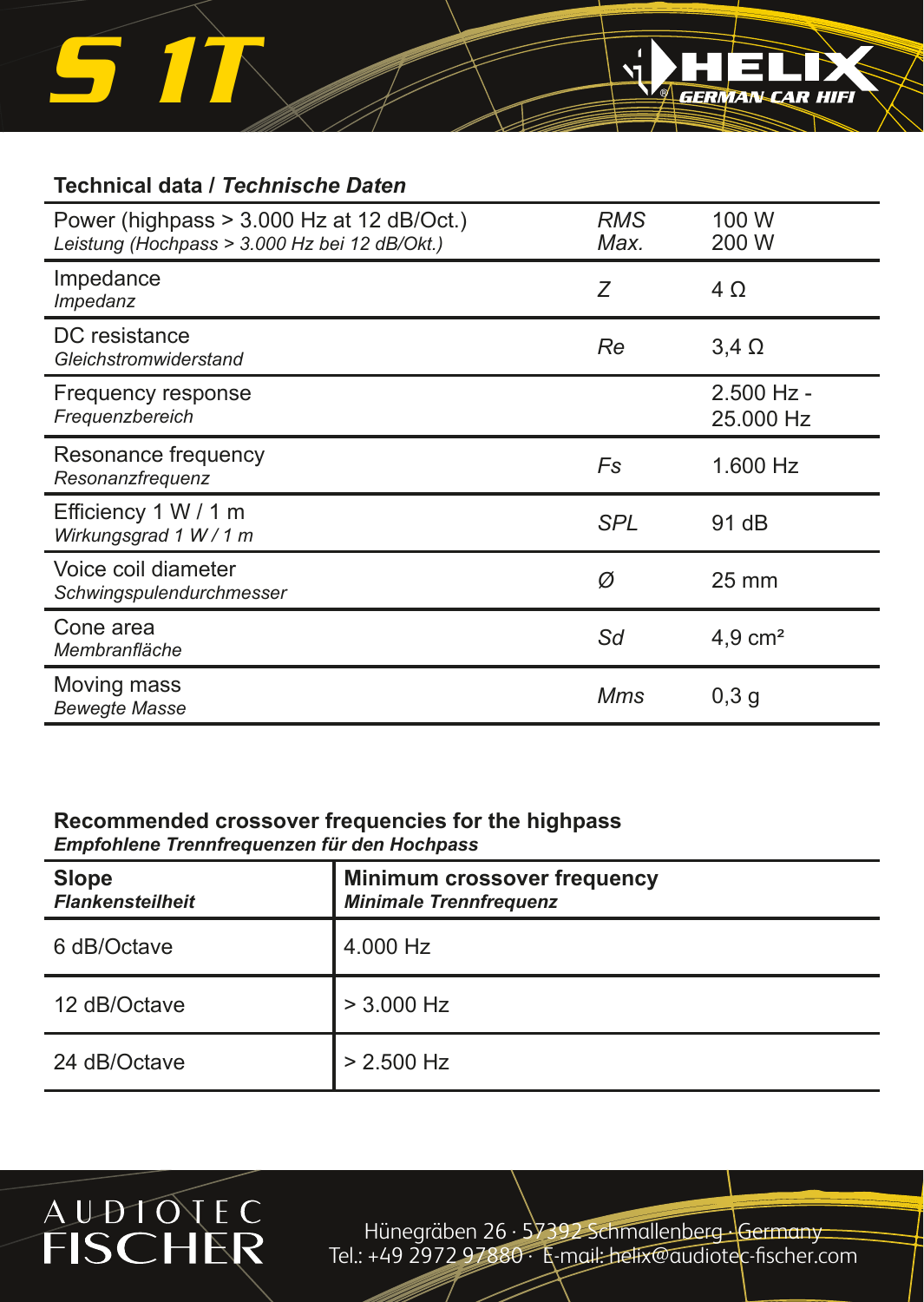# S 1T

HELIX GERMAN CAR HIFI

## Technical data / *Technische Daten*

| | | |
|---|---|---|
| Power (highpass > 3.000 Hz at 12 dB/Oct.)<br>*Leistung (Hochpass > 3.000 Hz bei 12 dB/Okt.)* | *RMS*<br>*Max.* | 100 W<br>200 W |
| Impedance<br>*Impedanz* | *Z* | 4 Ω |
| DC resistance<br>*Gleichstromwiderstand* | *Re* | 3,4 Ω |
| Frequency response<br>*Frequenzbereich* | | 2.500 Hz - 25.000 Hz |
| Resonance frequency<br>*Resonanzfrequenz* | *Fs* | 1.600 Hz |
| Efficiency 1 W / 1 m<br>*Wirkungsgrad 1 W / 1 m* | *SPL* | 91 dB |
| Voice coil diameter<br>*Schwingspulendurchmesser* | *Ø* | 25 mm |
| Cone area<br>*Membranfläche* | *Sd* | 4,9 cm² |
| Moving mass<br>*Bewegte Masse* | *Mms* | 0,3 g |

## Recommended crossover frequencies for the highpass
***Empfohlene Trennfrequenzen für den Hochpass***

| **Slope**<br>***Flankensteilheit*** | **Minimum crossover frequency**<br>***Minimale Trennfrequenz*** |
|---|---|
| 6 dB/Octave | 4.000 Hz |
| 12 dB/Octave | > 3.000 Hz |
| 24 dB/Octave | > 2.500 Hz |

AUDIOTEC FISCHER

Hünegräben 26 · 57392 Schmallenberg · Germany
Tel.: +49 2972 97880 · E-mail: helix@audiotec-fischer.com